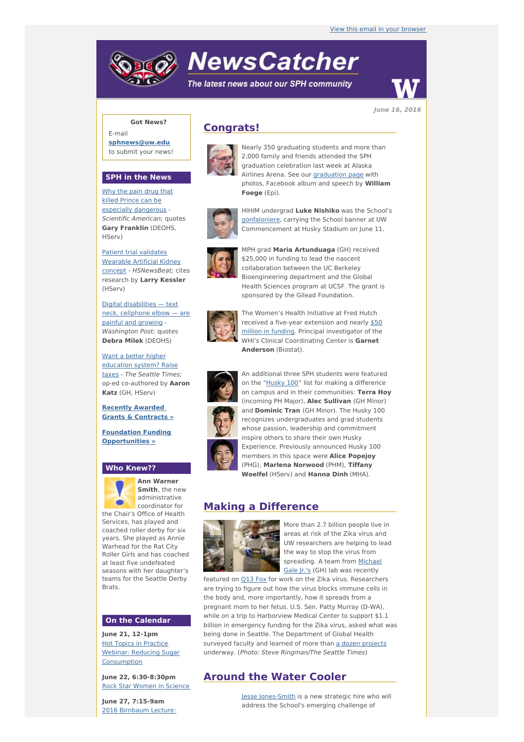View this email in your browser

# NewsCatcher

*The latest news about our SPH community*

*June 16, 2016*

**Got News?**

E-mail **sphnews@uw.edu** to submit your news!

## SPH in the News

Why the pain drug that killed Prince can be especially dangerous - *Scientific American;* quotes **Gary Franklin** (DEOHS, HServ)

Patient trial validates Wearable Artificial Kidney concept - *HSNewsBeat;* cites research by **Larry Kessler** (HServ)

Digital disabilities — text neck, cellphone elbow — are painful and growing - *Washington Post;* quotes **Debra Milek** (DEOHS)

Want a better higher education system? Raise taxes - *The Seattle Times;* op-ed co-authored by **Aaron Katz** (GH, HServ)

**Recently Awarded Grants & Contracts »**

**Foundation Funding Opportunities »**

## Who Knew??

**Ann Warner Smith**, the new administrative coordinator for the Chair's Office of Health Services, has played and coached roller derby for six years. She played as Annie Warhead for the Rat City Roller Girls and has coached at least five undefeated seasons with her daughter's teams for the Seattle Derby Brats.

## On the Calendar

**June 21, 12-1pm**
Hot Topics in Practice Webinar: Reducing Sugar Consumption

**June 22, 6:30-8:30pm**
Rock Star Women in Science

**June 27, 7:15-9am**
2016 Birnbaum Lecture:

## Congrats!

Nearly 350 graduating students and more than 2,000 family and friends attended the SPH graduation celebration last week at Alaska Airlines Arena. See our graduation page with photos, Facebook album and speech by **William Foege** (Epi).

HIHIM undergrad **Luke Nishiko** was the School's gonfaloniere, carrying the School banner at UW Commencement at Husky Stadium on June 11.

MPH grad **Maria Artunduaga** (GH) received $25,000 in funding to lead the nascent collaboration between the UC Berkeley Bioengineering department and the Global Health Sciences program at UCSF. The grant is sponsored by the Gilead Foundation.

The Women's Health Initiative at Fred Hutch received a five-year extension and nearly $50 million in funding. Principal investigator of the WHI's Clinical Coordinating Center is **Garnet Anderson** (Biostat).

An additional three SPH students were featured on the "Husky 100" list for making a difference on campus and in their communities: **Terra Hoy** (incoming PH Major), **Alec Sullivan** (GH Minor) and **Dominic Tran** (GH Minor). The Husky 100 recognizes undergraduates and grad students whose passion, leadership and commitment inspire others to share their own Husky Experience. Previously announced Husky 100 members in this space were **Alice Popejoy** (PHG), **Marlena Norwood** (PHM), **Tiffany Woelfel** (HServ) and **Hanna Dinh** (MHA).

## Making a Difference

More than 2.7 billion people live in areas at risk of the Zika virus and UW researchers are helping to lead the way to stop the virus from spreading. A team from Michael Gale Jr.'s (GH) lab was recently featured on Q13 Fox for work on the Zika virus. Researchers are trying to figure out how the virus blocks immune cells in the body and, more importantly, how it spreads from a pregnant mom to her fetus. U.S. Sen. Patty Murray (D-WA), while on a trip to Harborview Medical Center to support $1.1 billion in emergency funding for the Zika virus, asked what was being done in Seattle. The Department of Global Health surveyed faculty and learned of more than a dozen projects underway. (*Photo: Steve Ringman/The Seattle Times*)

## Around the Water Cooler

Jesse Jones-Smith is a new strategic hire who will address the School's emerging challenge of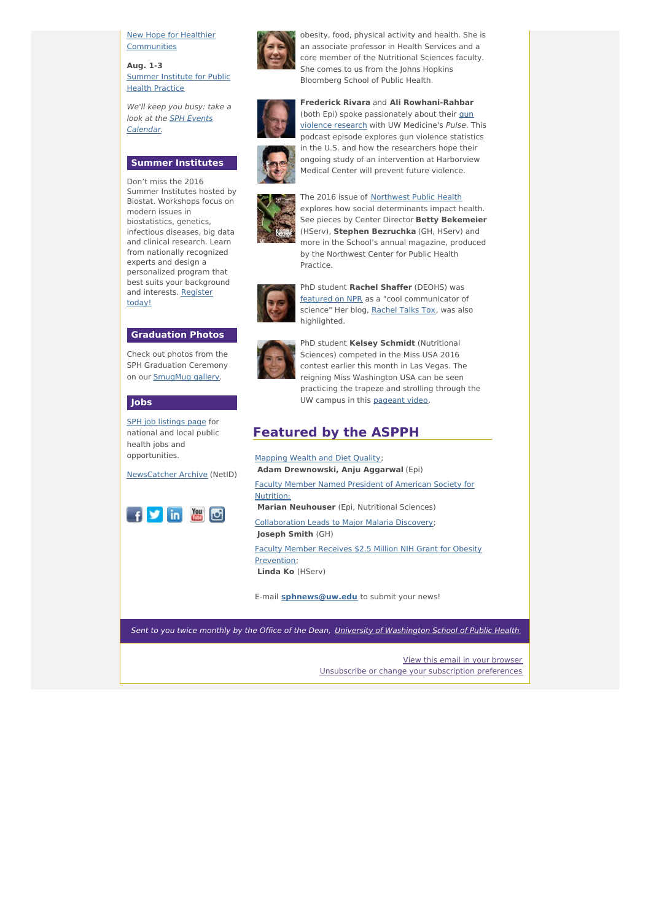New Hope for Healthier Communities

**Aug. 1-3**
Summer Institute for Public Health Practice

*We'll keep you busy: take a look at the SPH Events Calendar.*

## Summer Institutes

Don't miss the 2016 Summer Institutes hosted by Biostat. Workshops focus on modern issues in biostatistics, genetics, infectious diseases, big data and clinical research. Learn from nationally recognized experts and design a personalized program that best suits your background and interests. Register today!

## Graduation Photos

Check out photos from the SPH Graduation Ceremony on our SmugMug gallery.

## Jobs

SPH job listings page for national and local public health jobs and opportunities.

NewsCatcher Archive (NetID)

obesity, food, physical activity and health. She is an associate professor in Health Services and a core member of the Nutritional Sciences faculty. She comes to us from the Johns Hopkins Bloomberg School of Public Health.

**Frederick Rivara** and **Ali Rowhani-Rahbar** (both Epi) spoke passionately about their gun violence research with UW Medicine's *Pulse*. This podcast episode explores gun violence statistics in the U.S. and how the researchers hope their ongoing study of an intervention at Harborview Medical Center will prevent future violence.

The 2016 issue of Northwest Public Health explores how social determinants impact health. See pieces by Center Director **Betty Bekemeier** (HServ), **Stephen Bezruchka** (GH, HServ) and more in the School's annual magazine, produced by the Northwest Center for Public Health Practice.

PhD student **Rachel Shaffer** (DEOHS) was featured on NPR as a "cool communicator of science." Her blog, Rachel Talks Tox, was also highlighted.

PhD student **Kelsey Schmidt** (Nutritional Sciences) competed in the Miss USA 2016 contest earlier this month in Las Vegas. The reigning Miss Washington USA can be seen practicing the trapeze and strolling through the UW campus in this pageant video.

## Featured by the ASPPH

Mapping Wealth and Diet Quality;
**Adam Drewnowski, Anju Aggarwal** (Epi)

Faculty Member Named President of American Society for Nutrition;
**Marian Neuhouser** (Epi, Nutritional Sciences)

Collaboration Leads to Major Malaria Discovery;
**Joseph Smith** (GH)

Faculty Member Receives $2.5 Million NIH Grant for Obesity Prevention;
**Linda Ko** (HServ)

E-mail **sphnews@uw.edu** to submit your news!

*Sent to you twice monthly by the Office of the Dean, University of Washington School of Public Health*

View this email in your browser
Unsubscribe or change your subscription preferences